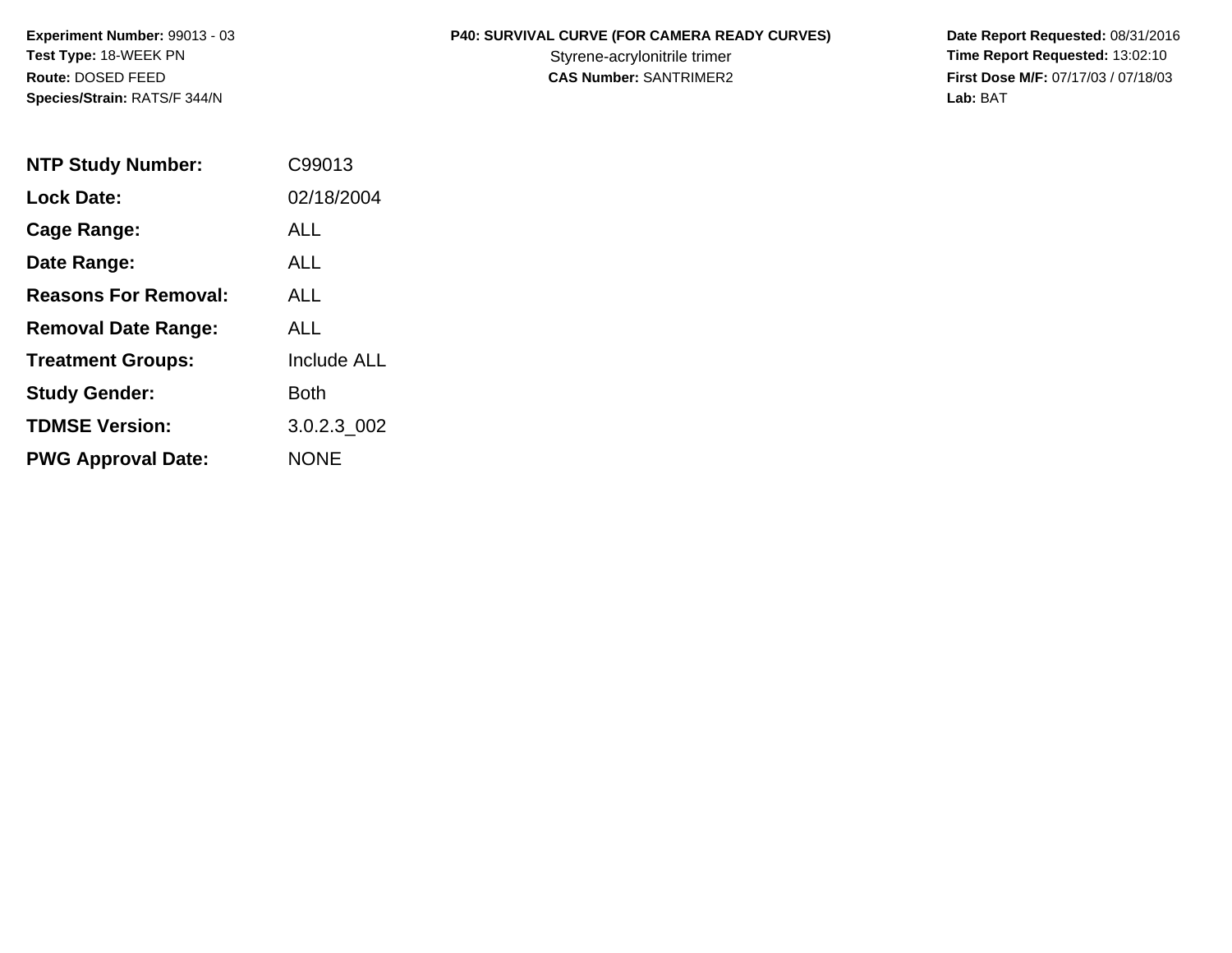**Experiment Number:** 99013 - 03
**Test Type:** 18-WEEK PN
**Route:** DOSED FEED
**Species/Strain:** RATS/F 344/N

**P40: SURVIVAL CURVE (FOR CAMERA READY CURVES)**
Styrene-acrylonitrile trimer
**CAS Number:** SANTRIMER2

**Date Report Requested:** 08/31/2016
**Time Report Requested:** 13:02:10
**First Dose M/F:** 07/17/03 / 07/18/03
**Lab:** BAT

| | |
|---|---|
| **NTP Study Number:** | C99013 |
| **Lock Date:** | 02/18/2004 |
| **Cage Range:** | ALL |
| **Date Range:** | ALL |
| **Reasons For Removal:** | ALL |
| **Removal Date Range:** | ALL |
| **Treatment Groups:** | Include ALL |
| **Study Gender:** | Both |
| **TDMSE Version:** | 3.0.2.3_002 |
| **PWG Approval Date:** | NONE |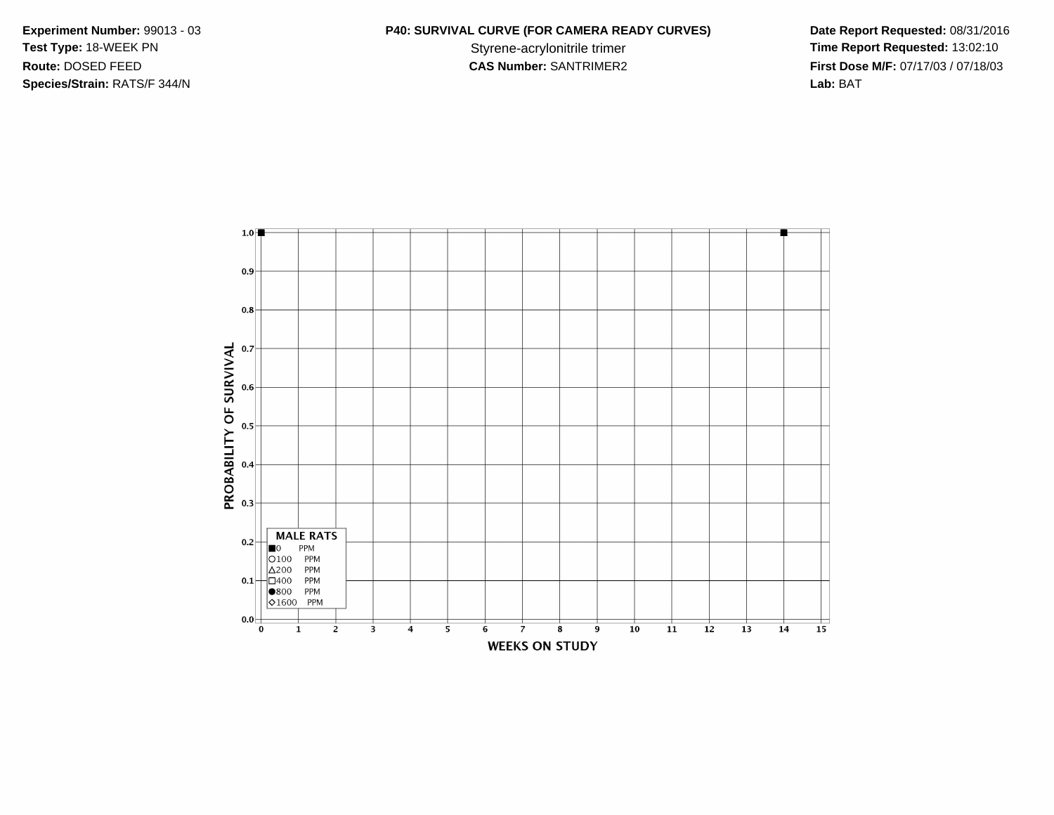**Experiment Number:** 99013 - 03
**Test Type:** 18-WEEK PN
**Route:** DOSED FEED
**Species/Strain:** RATS/F 344/N

**P40: SURVIVAL CURVE (FOR CAMERA READY CURVES)**
Styrene-acrylonitrile trimer
**CAS Number:** SANTRIMER2

**Date Report Requested:** 08/31/2016
**Time Report Requested:** 13:02:10
**First Dose M/F:** 07/17/03 / 07/18/03
**Lab:** BAT

PROBABILITY OF SURVIVAL

1.0
0.9
0.8
0.7
0.6
0.5
0.4
0.3
0.2
0.1
0.0

0 1 2 3 4 5 6 7 8 9 10 11 12 13 14 15

WEEKS ON STUDY

**MALE RATS**
■0 PPM
○100 PPM
△200 PPM
□400 PPM
●800 PPM
◇1600 PPM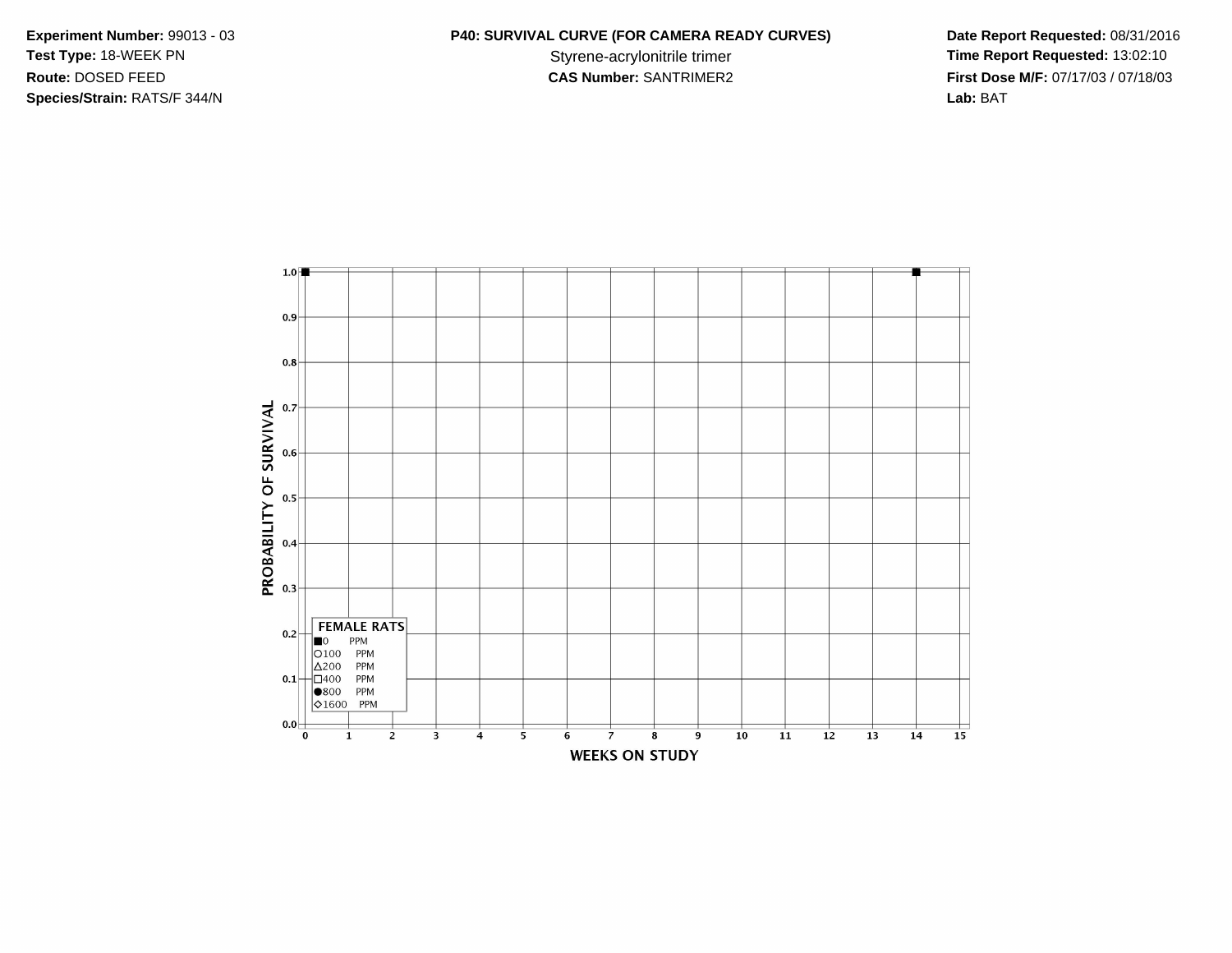**Experiment Number:** 99013 - 03
**Test Type:** 18-WEEK PN
**Route:** DOSED FEED
**Species/Strain:** RATS/F 344/N

**P40: SURVIVAL CURVE (FOR CAMERA READY CURVES)**
Styrene-acrylonitrile trimer
**CAS Number:** SANTRIMER2

**Date Report Requested:** 08/31/2016
**Time Report Requested:** 13:02:10
**First Dose M/F:** 07/17/03 / 07/18/03
**Lab:** BAT

PROBABILITY OF SURVIVAL

1.0
0.9
0.8
0.7
0.6
0.5
0.4
0.3
0.2
0.1
0.0

FEMALE RATS
■0 PPM
○100 PPM
△200 PPM
□400 PPM
●800 PPM
◇1600 PPM

0 1 2 3 4 5 6 7 8 9 10 11 12 13 14 15

WEEKS ON STUDY